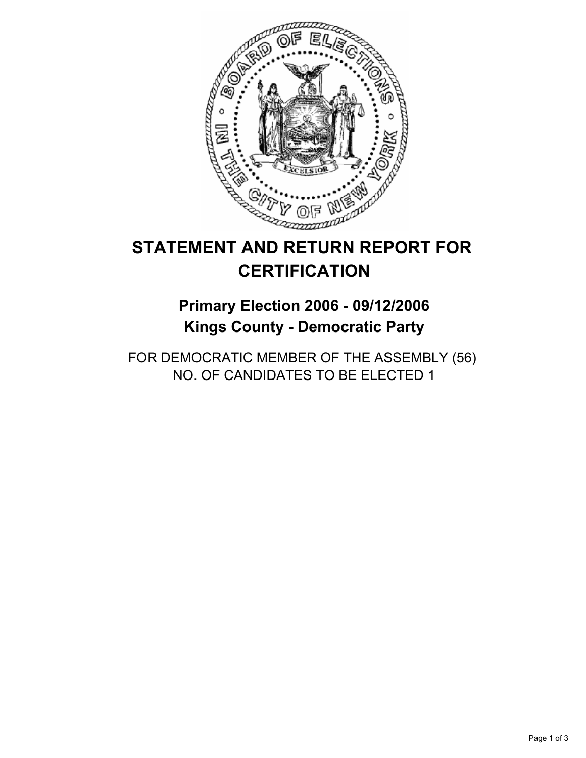# STATEMENT AND RETURN REPORT FOR CERTIFICATION

## Primary Election 2006 - 09/12/2006
## Kings County - Democratic Party

FOR DEMOCRATIC MEMBER OF THE ASSEMBLY (56)
NO. OF CANDIDATES TO BE ELECTED 1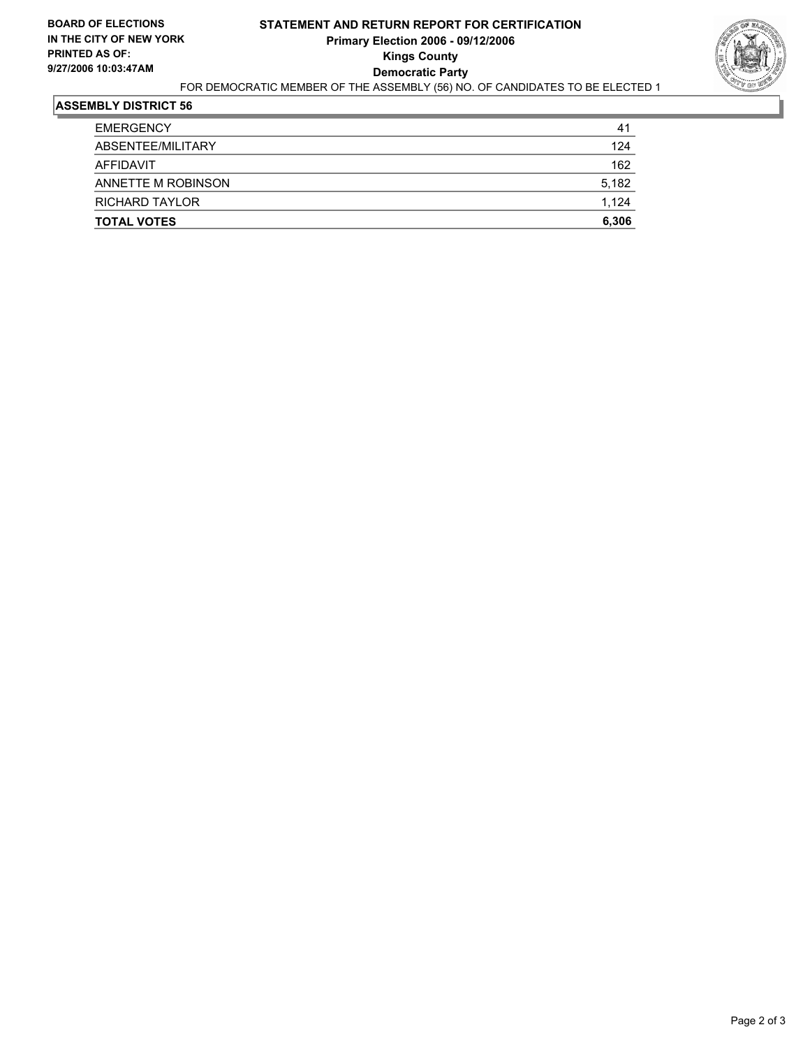**BOARD OF ELECTIONS IN THE CITY OF NEW YORK**
**PRINTED AS OF:**
**9/27/2006 10:03:47AM**

# STATEMENT AND RETURN REPORT FOR CERTIFICATION

**Primary Election 2006 - 09/12/2006**
**Kings County**
**Democratic Party**

FOR DEMOCRATIC MEMBER OF THE ASSEMBLY (56) NO. OF CANDIDATES TO BE ELECTED 1

## ASSEMBLY DISTRICT 56

| | |
|---|---|
| EMERGENCY | 41 |
| ABSENTEE/MILITARY | 124 |
| AFFIDAVIT | 162 |
| ANNETTE M ROBINSON | 5,182 |
| RICHARD TAYLOR | 1,124 |
| **TOTAL VOTES** | **6,306** |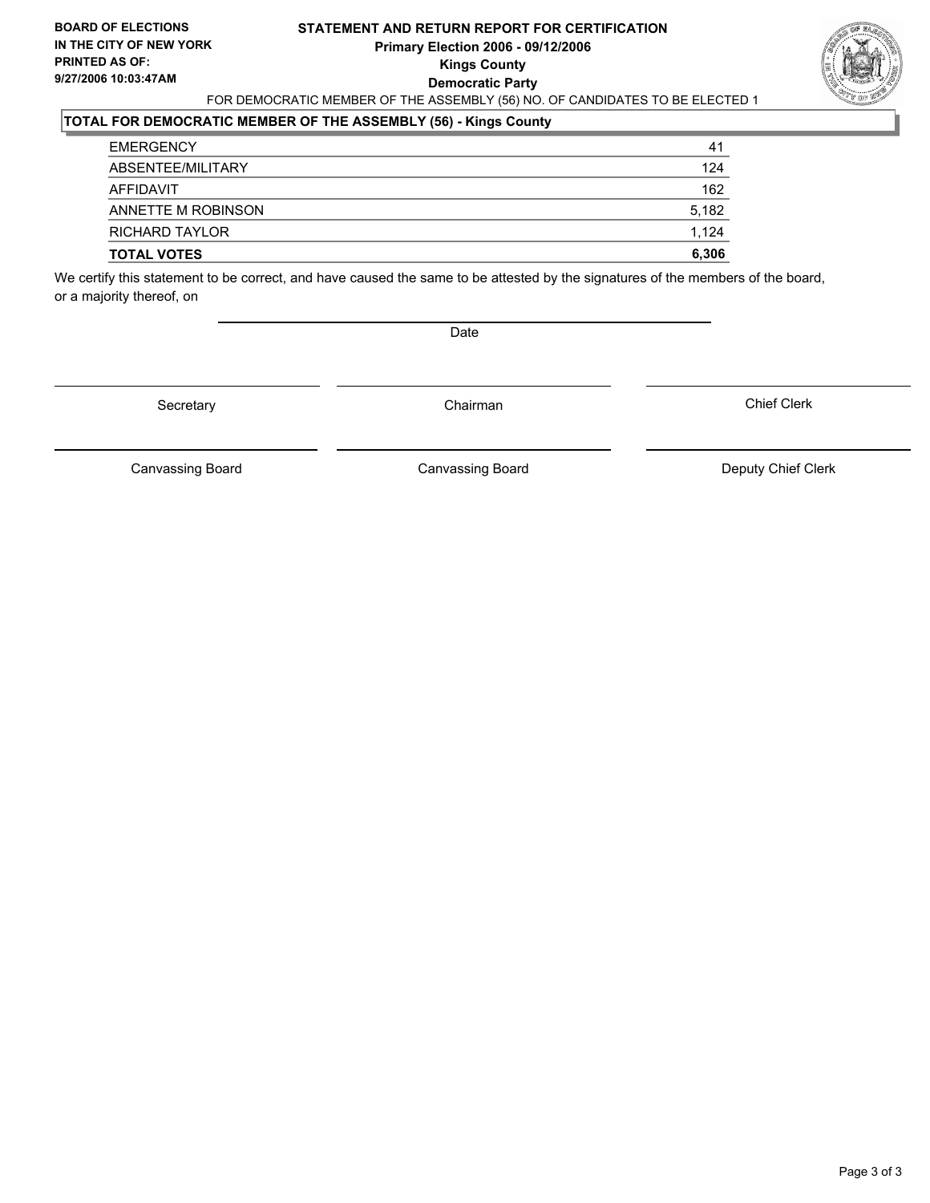**BOARD OF ELECTIONS IN THE CITY OF NEW YORK PRINTED AS OF: 9/27/2006 10:03:47AM**

**STATEMENT AND RETURN REPORT FOR CERTIFICATION**
**Primary Election 2006 - 09/12/2006**
**Kings County**
**Democratic Party**

FOR DEMOCRATIC MEMBER OF THE ASSEMBLY (56) NO. OF CANDIDATES TO BE ELECTED 1

**TOTAL FOR DEMOCRATIC MEMBER OF THE ASSEMBLY (56) - Kings County**

| | |
|---|---|
| EMERGENCY | 41 |
| ABSENTEE/MILITARY | 124 |
| AFFIDAVIT | 162 |
| ANNETTE M ROBINSON | 5,182 |
| RICHARD TAYLOR | 1,124 |
| **TOTAL VOTES** | **6,306** |

We certify this statement to be correct, and have caused the same to be attested by the signatures of the members of the board, or a majority thereof, on

Date

Secretary    Chairman    Chief Clerk

Canvassing Board    Canvassing Board    Deputy Chief Clerk